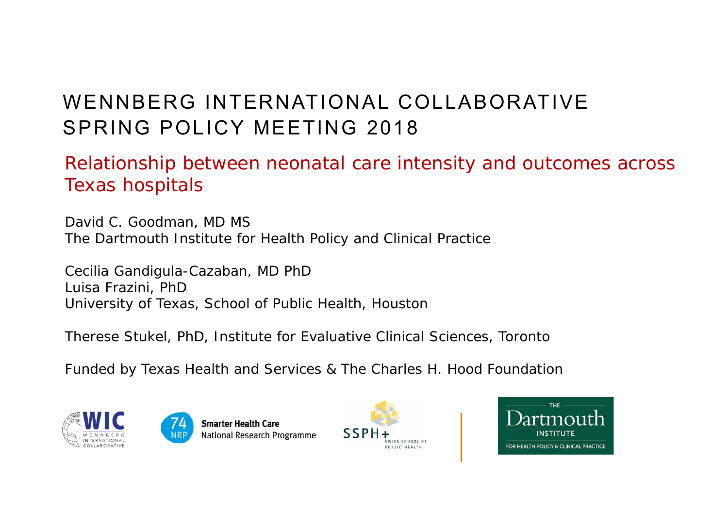# WENNBERG INTERNATIONAL COLLABORATIVE SPRING POLICY MEETING 2018

## Relationship between neonatal care intensity and outcomes across Texas hospitals

David C. Goodman, MD MS
The Dartmouth Institute for Health Policy and Clinical Practice

Cecilia Gandigula-Cazaban, MD PhD
Luisa Frazini, PhD
University of Texas, School of Public Health, Houston

Therese Stukel, PhD, Institute for Evaluative Clinical Sciences, Toronto

Funded by Texas Health and Services & The Charles H. Hood Foundation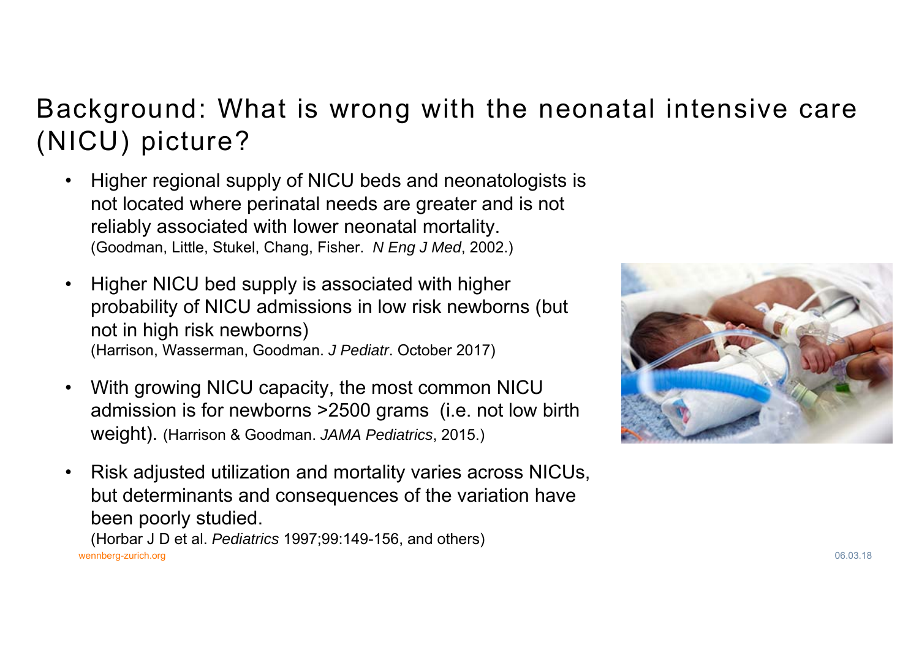# Background: What is wrong with the neonatal intensive care (NICU) picture?

- Higher regional supply of NICU beds and neonatologists is not located where perinatal needs are greater and is not reliably associated with lower neonatal mortality.
  (Goodman, Little, Stukel, Chang, Fisher. *N Eng J Med*, 2002.)

- Higher NICU bed supply is associated with higher probability of NICU admissions in low risk newborns (but not in high risk newborns)
  (Harrison, Wasserman, Goodman. *J Pediatr*. October 2017)

- With growing NICU capacity, the most common NICU admission is for newborns >2500 grams (i.e. not low birth weight). (Harrison & Goodman. *JAMA Pediatrics*, 2015.)

- Risk adjusted utilization and mortality varies across NICUs, but determinants and consequences of the variation have been poorly studied.
  (Horbar J D et al. *Pediatrics* 1997;99:149-156, and others)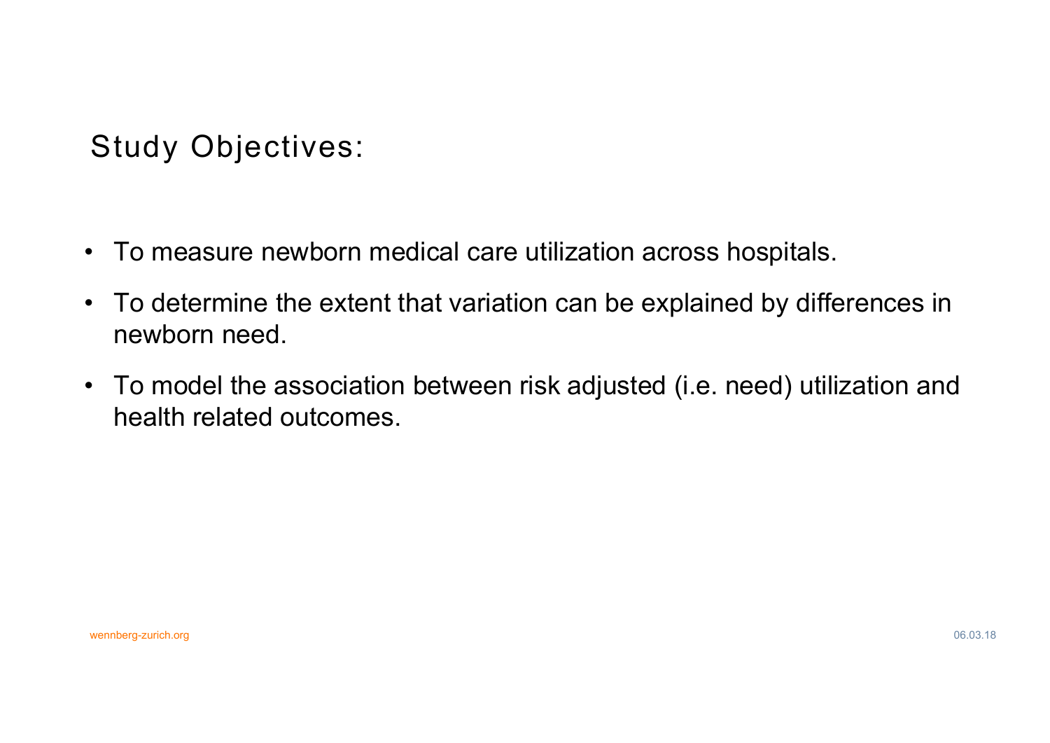## Study Objectives:

- To measure newborn medical care utilization across hospitals.
- To determine the extent that variation can be explained by differences in newborn need.
- To model the association between risk adjusted (i.e. need) utilization and health related outcomes.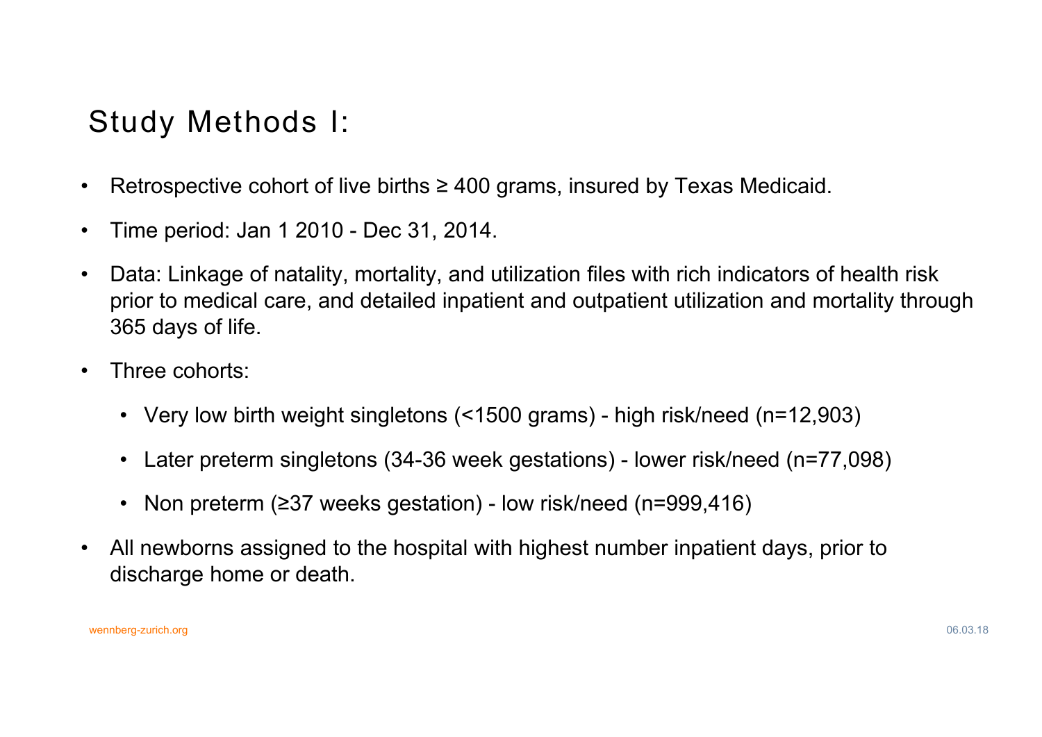# Study Methods I:

- Retrospective cohort of live births ≥ 400 grams, insured by Texas Medicaid.
- Time period: Jan 1 2010 - Dec 31, 2014.
- Data: Linkage of natality, mortality, and utilization files with rich indicators of health risk prior to medical care, and detailed inpatient and outpatient utilization and mortality through 365 days of life.
- Three cohorts:
  - Very low birth weight singletons (<1500 grams) - high risk/need (n=12,903)
  - Later preterm singletons (34-36 week gestations) - lower risk/need (n=77,098)
  - Non preterm (≥37 weeks gestation) - low risk/need (n=999,416)
- All newborns assigned to the hospital with highest number inpatient days, prior to discharge home or death.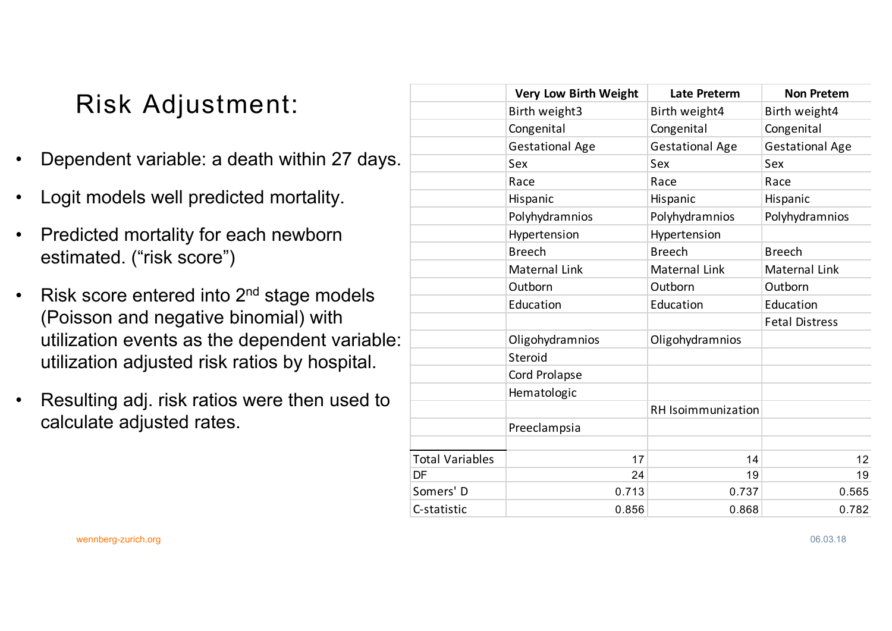# Risk Adjustment:

- Dependent variable: a death within 27 days.
- Logit models well predicted mortality.
- Predicted mortality for each newborn estimated. ("risk score")
- Risk score entered into 2nd stage models (Poisson and negative binomial) with utilization events as the dependent variable: utilization adjusted risk ratios by hospital.
- Resulting adj. risk ratios were then used to calculate adjusted rates.

| | **Very Low Birth Weight** | **Late Preterm** | **Non Pretem** |
|---|---|---|---|
| | Birth weight3 | Birth weight4 | Birth weight4 |
| | Congenital | Congenital | Congenital |
| | Gestational Age | Gestational Age | Gestational Age |
| | Sex | Sex | Sex |
| | Race | Race | Race |
| | Hispanic | Hispanic | Hispanic |
| | Polyhydramnios | Polyhydramnios | Polyhydramnios |
| | Hypertension | Hypertension | |
| | Breech | Breech | Breech |
| | Maternal Link | Maternal Link | Maternal Link |
| | Outborn | Outborn | Outborn |
| | Education | Education | Education |
| | | | Fetal Distress |
| | Oligohydramnios | Oligohydramnios | |
| | Steroid | | |
| | Cord Prolapse | | |
| | Hematologic | | |
| | | RH Isoimmunization | |
| | Preeclampsia | | |
| | | | |
| Total Variables | 17 | 14 | 12 |
| DF | 24 | 19 | 19 |
| Somers' D | 0.713 | 0.737 | 0.565 |
| C-statistic | 0.856 | 0.868 | 0.782 |

wennberg-zurich.org

06.03.18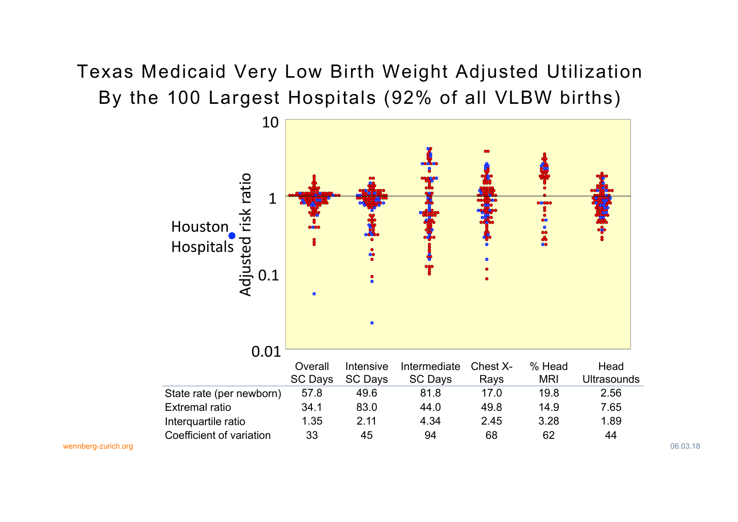# Texas Medicaid Very Low Birth Weight Adjusted Utilization By the 100 Largest Hospitals (92% of all VLBW births)

Adjusted risk ratio

Houston Hospitals

| | Overall SC Days | Intensive SC Days | Intermediate SC Days | Chest X-Rays | % Head MRI | Head Ultrasounds |
|---|---|---|---|---|---|---|
| State rate (per newborn) | 57.8 | 49.6 | 81.8 | 17.0 | 19.8 | 2.56 |
| Extremal ratio | 34.1 | 83.0 | 44.0 | 49.8 | 14.9 | 7.65 |
| Interquartile ratio | 1.35 | 2.11 | 4.34 | 2.45 | 3.28 | 1.89 |
| Coefficient of variation | 33 | 45 | 94 | 68 | 62 | 44 |

wennberg-zurich.org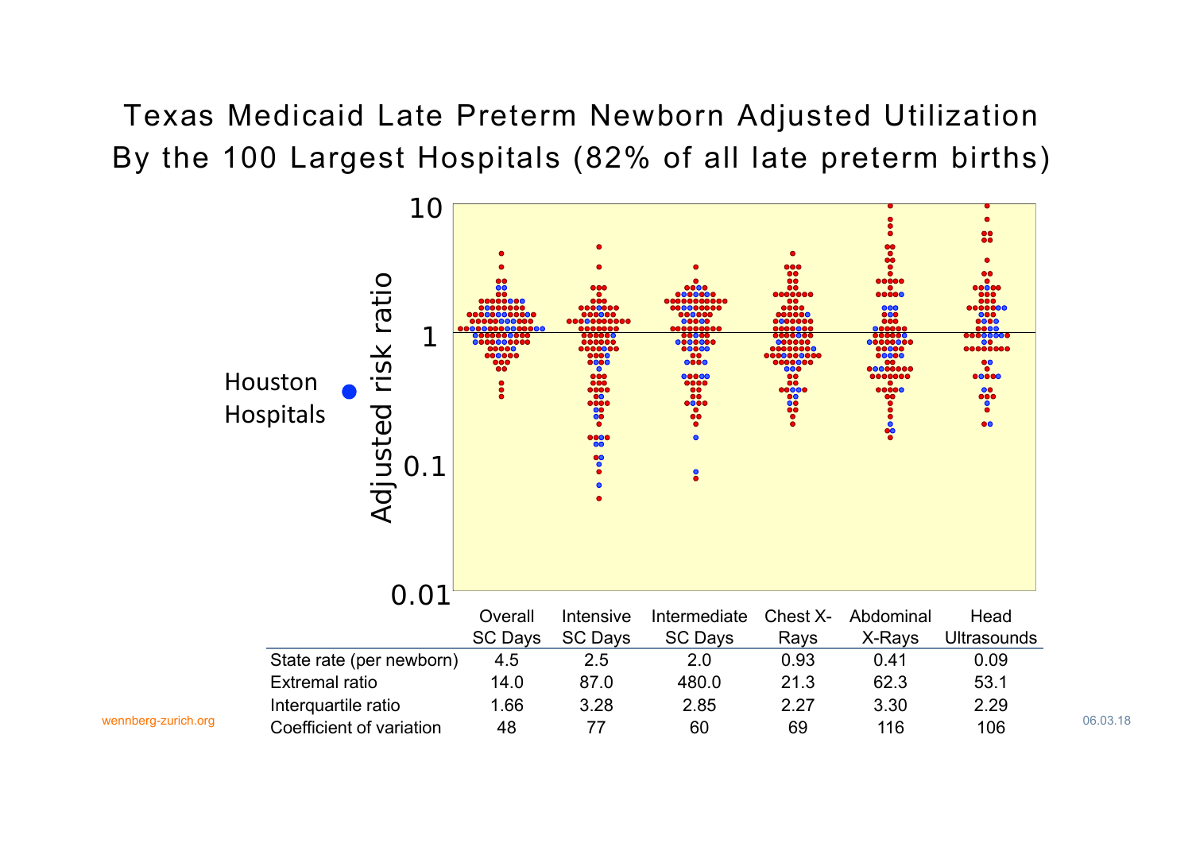# Texas Medicaid Late Preterm Newborn Adjusted Utilization By the 100 Largest Hospitals (82% of all late preterm births)

Houston Hospitals

Adjusted risk ratio

|  | Overall SC Days | Intensive SC Days | Intermediate SC Days | Chest X-Rays | Abdominal X-Rays | Head Ultrasounds |
|---|---|---|---|---|---|---|
| State rate (per newborn) | 4.5 | 2.5 | 2.0 | 0.93 | 0.41 | 0.09 |
| Extremal ratio | 14.0 | 87.0 | 480.0 | 21.3 | 62.3 | 53.1 |
| Interquartile ratio | 1.66 | 3.28 | 2.85 | 2.27 | 3.30 | 2.29 |
| Coefficient of variation | 48 | 77 | 60 | 69 | 116 | 106 |

wennberg-zurich.org

06.03.18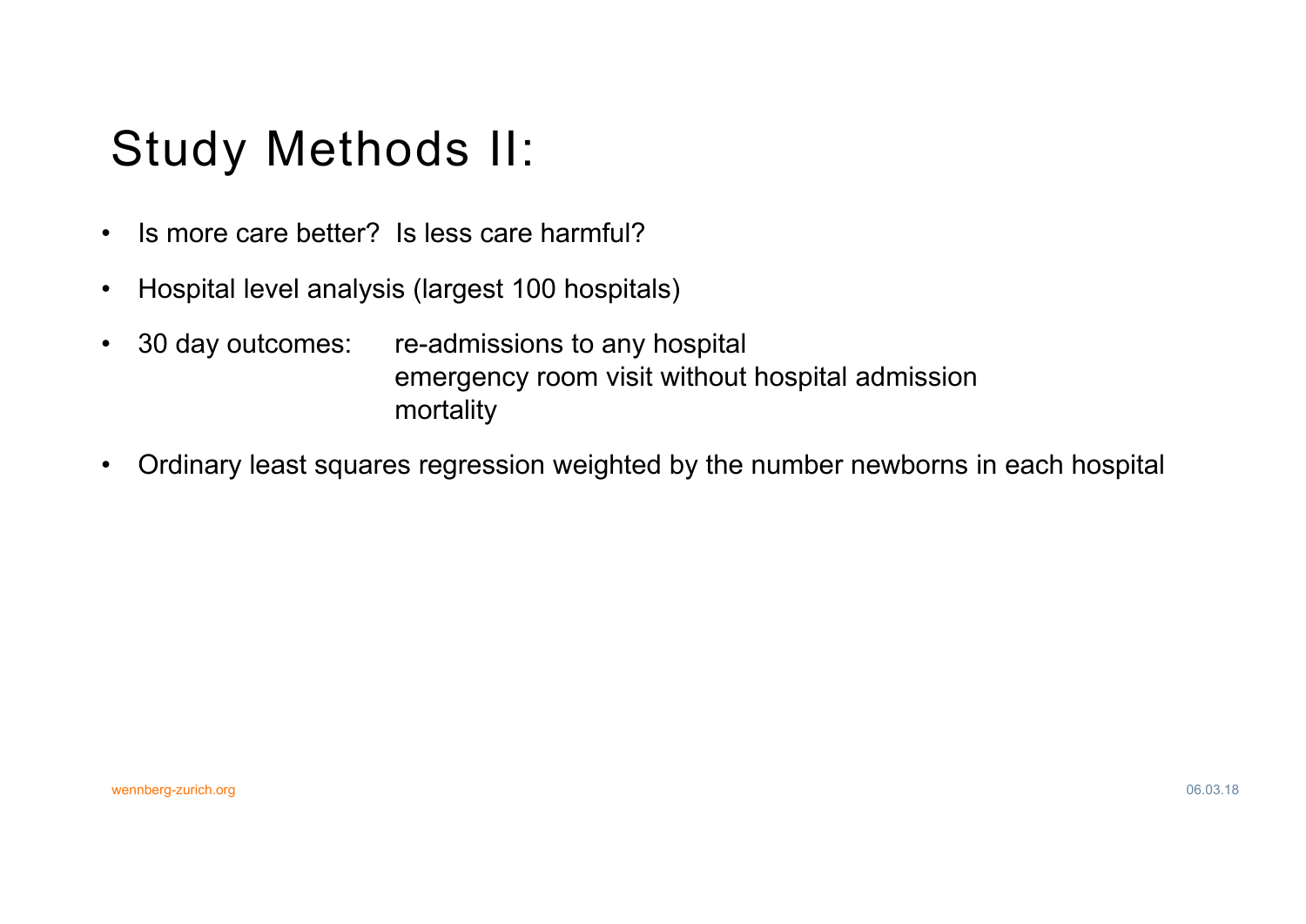# Study Methods II:

- Is more care better? Is less care harmful?
- Hospital level analysis (largest 100 hospitals)
- 30 day outcomes: re-admissions to any hospital
  emergency room visit without hospital admission
  mortality
- Ordinary least squares regression weighted by the number newborns in each hospital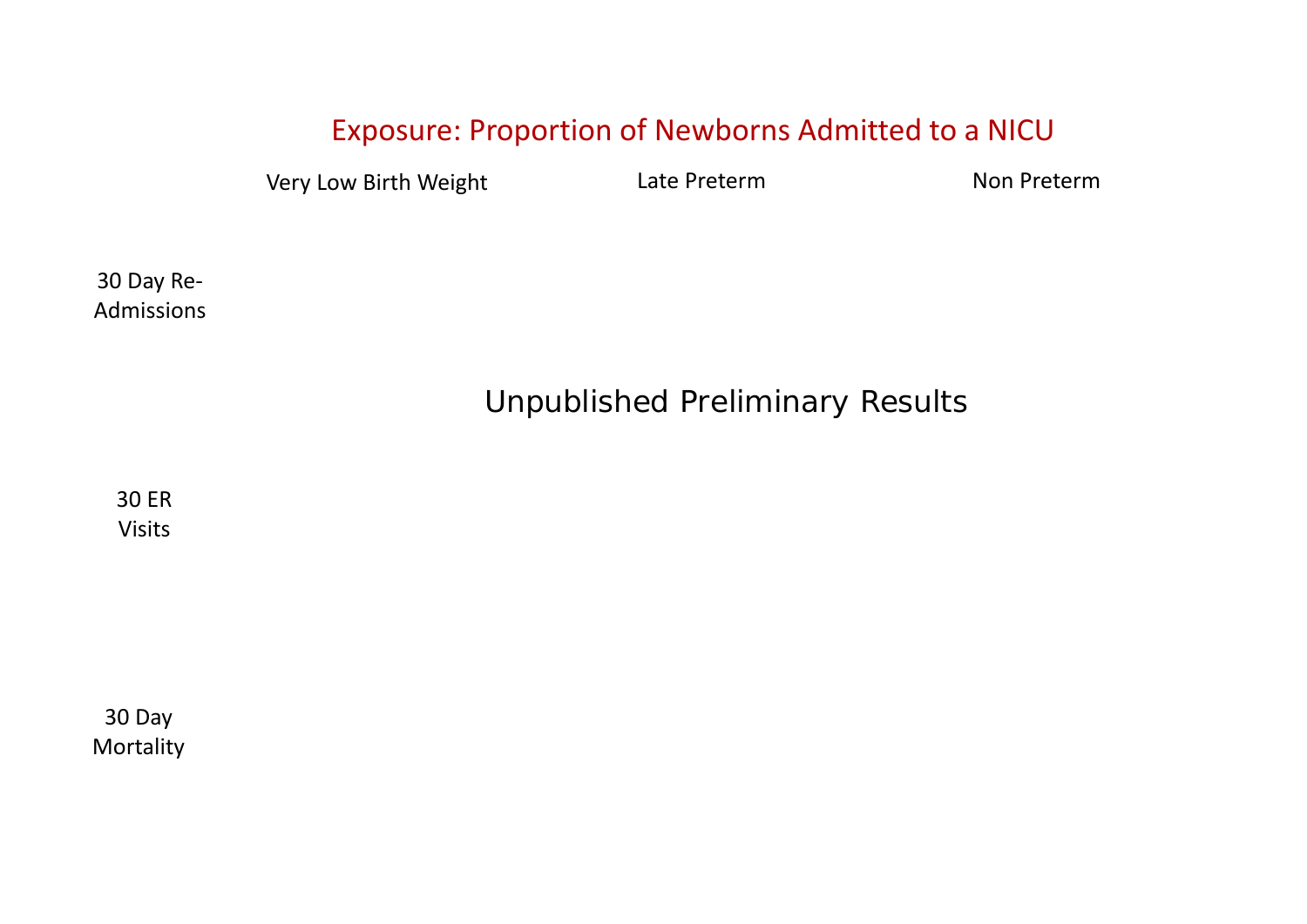## Exposure: Proportion of Newborns Admitted to a NICU

| | Very Low Birth Weight | Late Preterm | Non Preterm |
|---|---|---|---|
| 30 Day Re-Admissions | | | |
| 30 ER Visits | | | |
| 30 Day Mortality | | | |

Unpublished Preliminary Results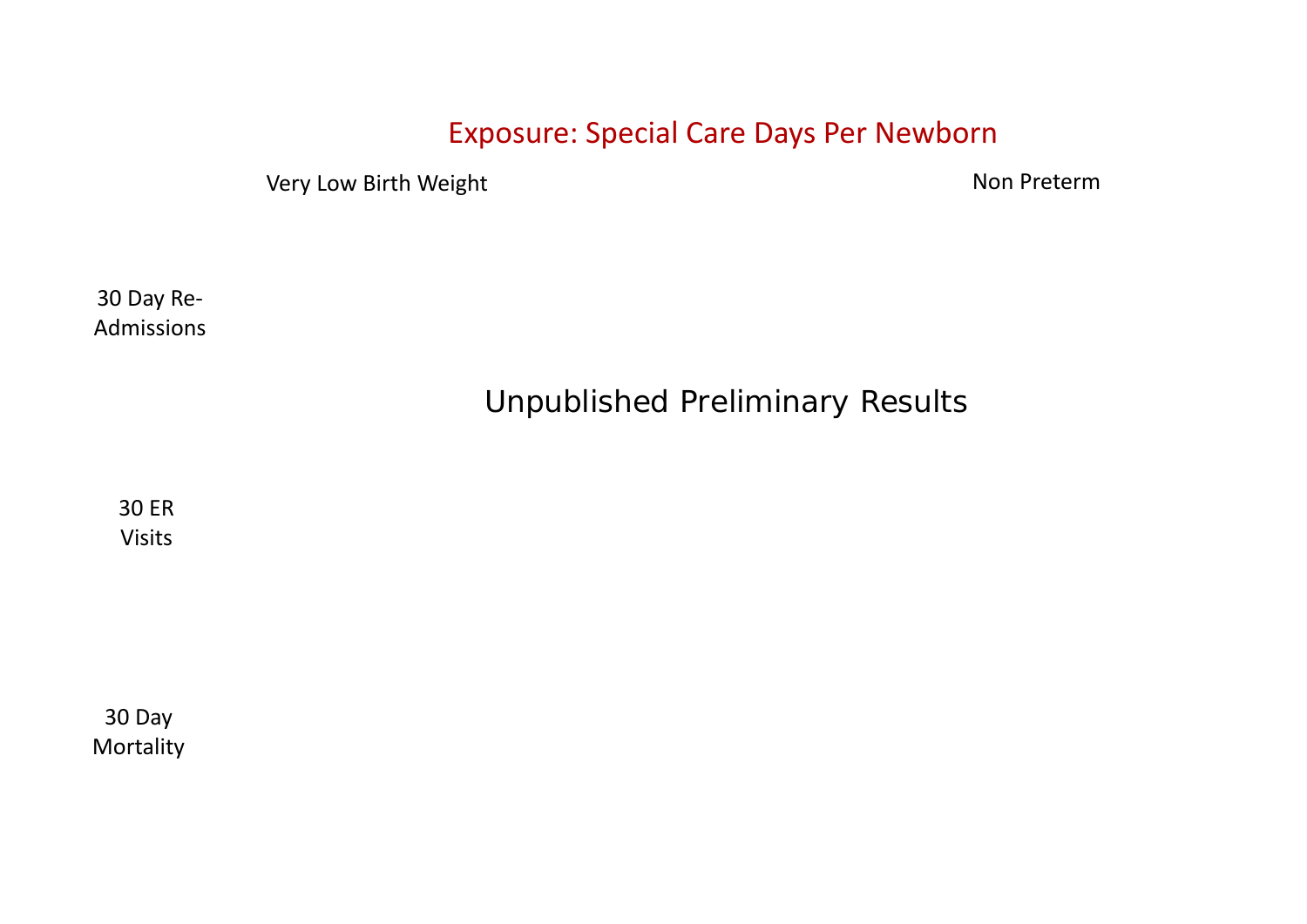## Exposure: Special Care Days Per Newborn

Very Low Birth Weight

Non Preterm

30 Day Re-Admissions

Unpublished Preliminary Results

30 ER Visits

30 Day Mortality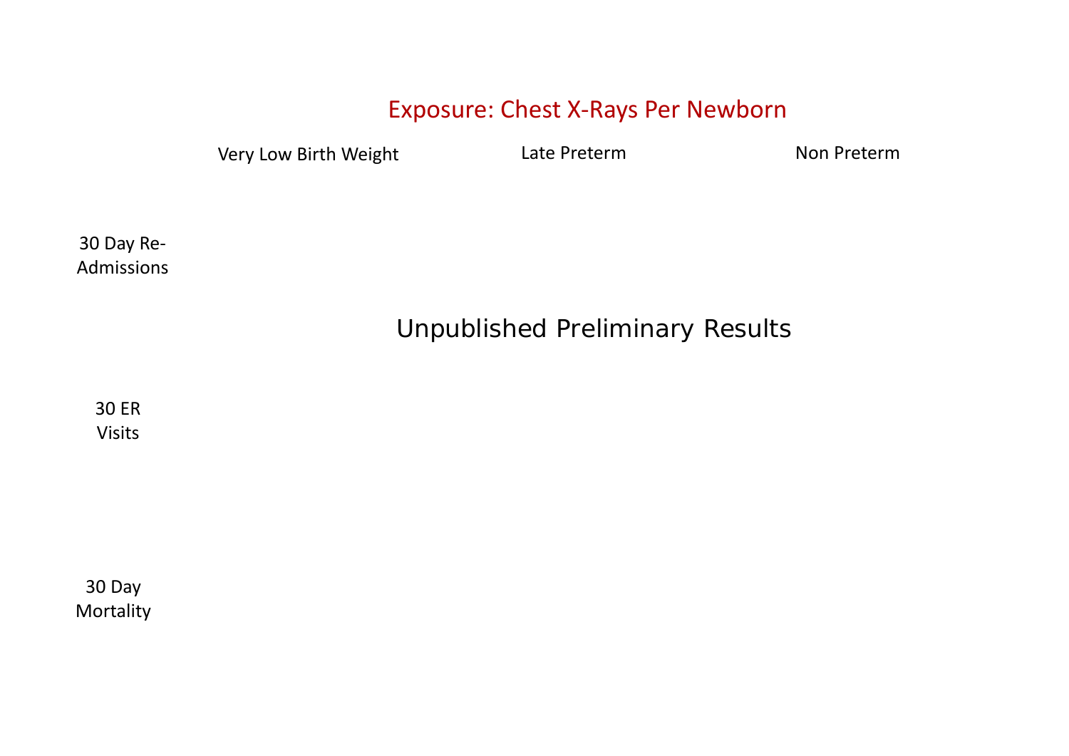## Exposure: Chest X-Rays Per Newborn

| | Very Low Birth Weight | Late Preterm | Non Preterm |
|---|---|---|---|
| 30 Day Re-Admissions | | | |
| 30 ER Visits | | | |
| 30 Day Mortality | | | |

Unpublished Preliminary Results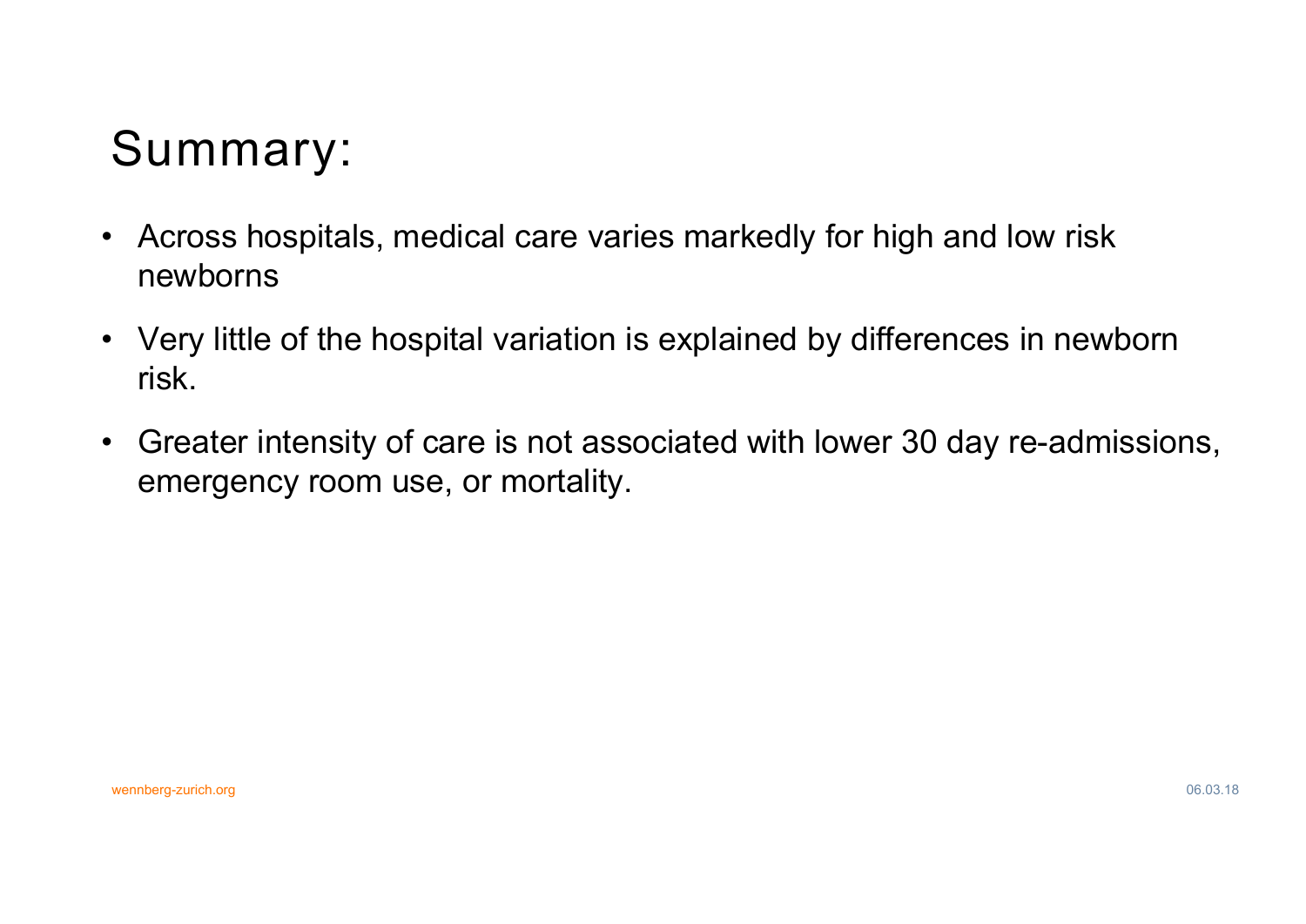# Summary:

- Across hospitals, medical care varies markedly for high and low risk newborns
- Very little of the hospital variation is explained by differences in newborn risk.
- Greater intensity of care is not associated with lower 30 day re-admissions, emergency room use, or mortality.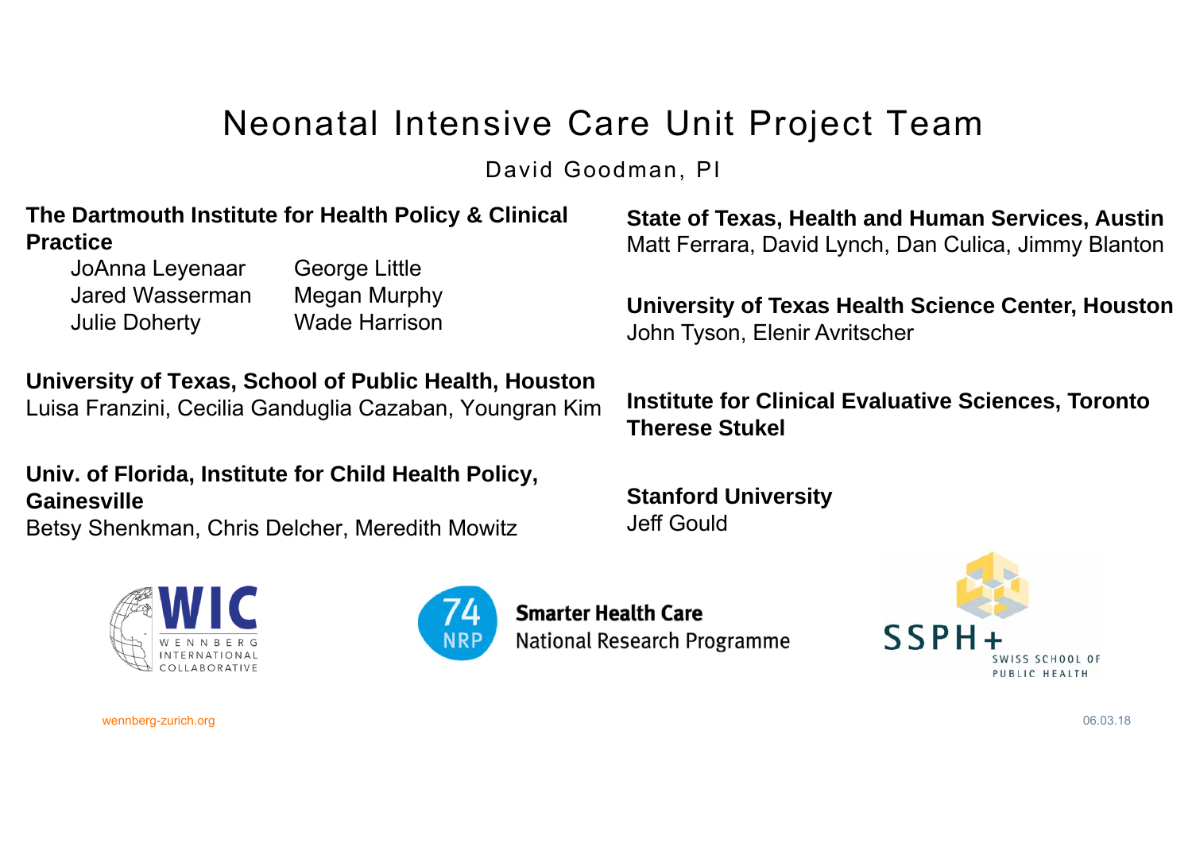# Neonatal Intensive Care Unit Project Team

David Goodman, PI

**The Dartmouth Institute for Health Policy & Clinical Practice**

JoAnna Leyenaar
Jared Wasserman
Julie Doherty
George Little
Megan Murphy
Wade Harrison

**University of Texas, School of Public Health, Houston**
Luisa Franzini, Cecilia Ganduglia Cazaban, Youngran Kim

**Univ. of Florida, Institute for Child Health Policy, Gainesville**
Betsy Shenkman, Chris Delcher, Meredith Mowitz

**State of Texas, Health and Human Services, Austin**
Matt Ferrara, David Lynch, Dan Culica, Jimmy Blanton

**University of Texas Health Science Center, Houston**
John Tyson, Elenir Avritscher

**Institute for Clinical Evaluative Sciences, Toronto**
**Therese Stukel**

**Stanford University**
Jeff Gould

WIC WENNBERG INTERNATIONAL COLLABORATIVE

74 NRP Smarter Health Care National Research Programme

SSPH+ SWISS SCHOOL OF PUBLIC HEALTH

wennberg-zurich.org

06.03.18